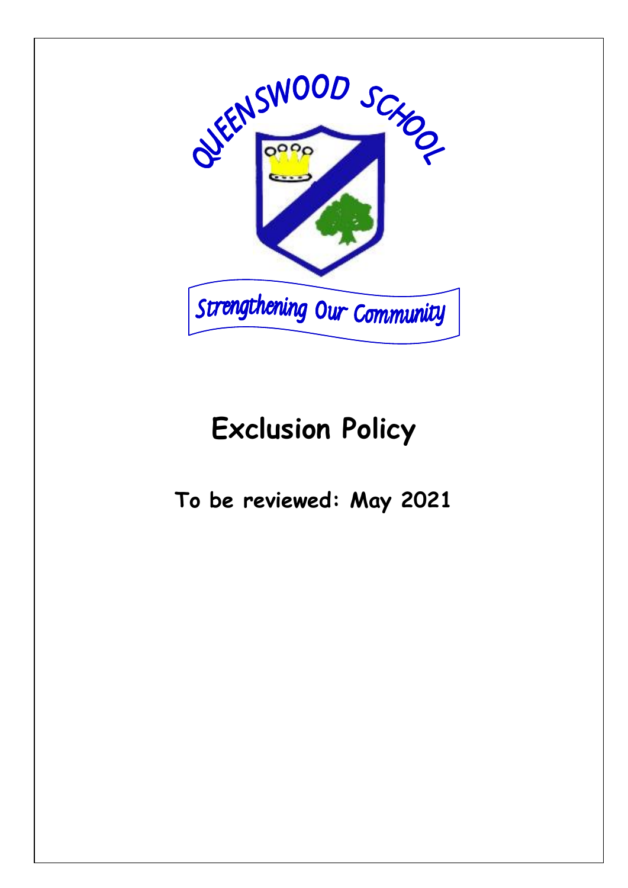QUEENSWOOD SCHOOL

Strengthening Our Community

# Exclusion Policy

**To be reviewed: May 2021**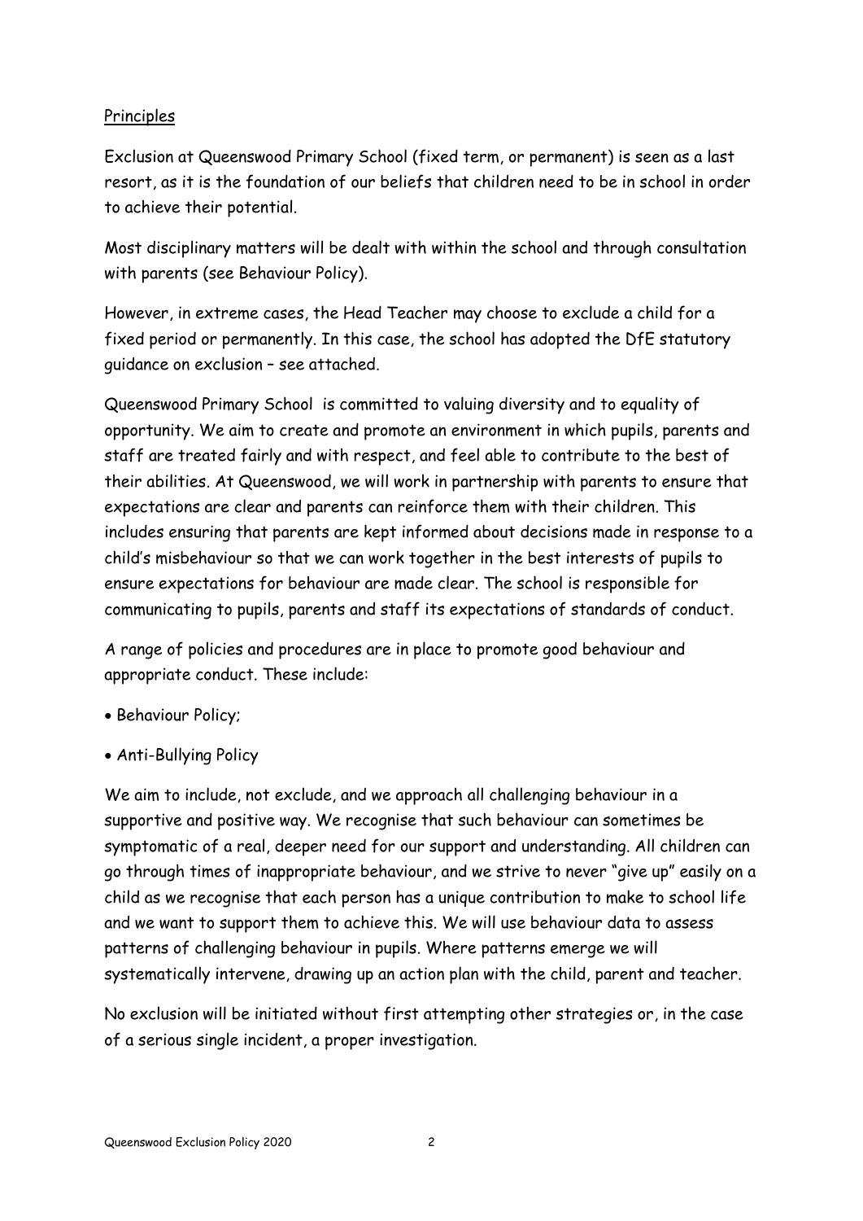## Principles

Exclusion at Queenswood Primary School (fixed term, or permanent) is seen as a last resort, as it is the foundation of our beliefs that children need to be in school in order to achieve their potential.

Most disciplinary matters will be dealt with within the school and through consultation with parents (see Behaviour Policy).

However, in extreme cases, the Head Teacher may choose to exclude a child for a fixed period or permanently. In this case, the school has adopted the DfE statutory guidance on exclusion – see attached.

Queenswood Primary School is committed to valuing diversity and to equality of opportunity. We aim to create and promote an environment in which pupils, parents and staff are treated fairly and with respect, and feel able to contribute to the best of their abilities. At Queenswood, we will work in partnership with parents to ensure that expectations are clear and parents can reinforce them with their children. This includes ensuring that parents are kept informed about decisions made in response to a child's misbehaviour so that we can work together in the best interests of pupils to ensure expectations for behaviour are made clear. The school is responsible for communicating to pupils, parents and staff its expectations of standards of conduct.

A range of policies and procedures are in place to promote good behaviour and appropriate conduct. These include:

- Behaviour Policy;
- Anti-Bullying Policy

We aim to include, not exclude, and we approach all challenging behaviour in a supportive and positive way. We recognise that such behaviour can sometimes be symptomatic of a real, deeper need for our support and understanding. All children can go through times of inappropriate behaviour, and we strive to never "give up" easily on a child as we recognise that each person has a unique contribution to make to school life and we want to support them to achieve this. We will use behaviour data to assess patterns of challenging behaviour in pupils. Where patterns emerge we will systematically intervene, drawing up an action plan with the child, parent and teacher.

No exclusion will be initiated without first attempting other strategies or, in the case of a serious single incident, a proper investigation.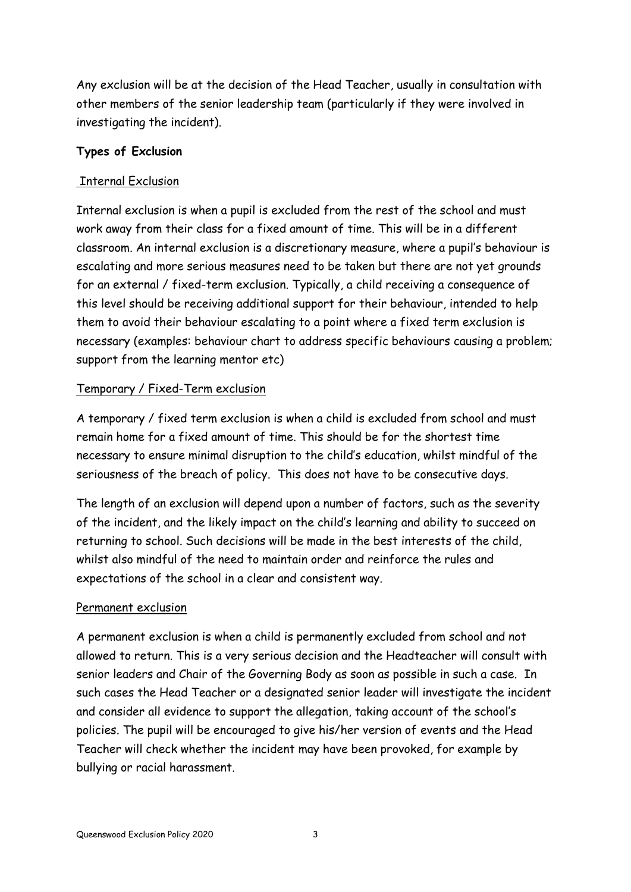Any exclusion will be at the decision of the Head Teacher, usually in consultation with other members of the senior leadership team (particularly if they were involved in investigating the incident).

**Types of Exclusion**

Internal Exclusion

Internal exclusion is when a pupil is excluded from the rest of the school and must work away from their class for a fixed amount of time. This will be in a different classroom. An internal exclusion is a discretionary measure, where a pupil's behaviour is escalating and more serious measures need to be taken but there are not yet grounds for an external / fixed-term exclusion. Typically, a child receiving a consequence of this level should be receiving additional support for their behaviour, intended to help them to avoid their behaviour escalating to a point where a fixed term exclusion is necessary (examples: behaviour chart to address specific behaviours causing a problem; support from the learning mentor etc)

Temporary / Fixed-Term exclusion

A temporary / fixed term exclusion is when a child is excluded from school and must remain home for a fixed amount of time. This should be for the shortest time necessary to ensure minimal disruption to the child's education, whilst mindful of the seriousness of the breach of policy. This does not have to be consecutive days.

The length of an exclusion will depend upon a number of factors, such as the severity of the incident, and the likely impact on the child's learning and ability to succeed on returning to school. Such decisions will be made in the best interests of the child, whilst also mindful of the need to maintain order and reinforce the rules and expectations of the school in a clear and consistent way.

Permanent exclusion

A permanent exclusion is when a child is permanently excluded from school and not allowed to return. This is a very serious decision and the Headteacher will consult with senior leaders and Chair of the Governing Body as soon as possible in such a case. In such cases the Head Teacher or a designated senior leader will investigate the incident and consider all evidence to support the allegation, taking account of the school's policies. The pupil will be encouraged to give his/her version of events and the Head Teacher will check whether the incident may have been provoked, for example by bullying or racial harassment.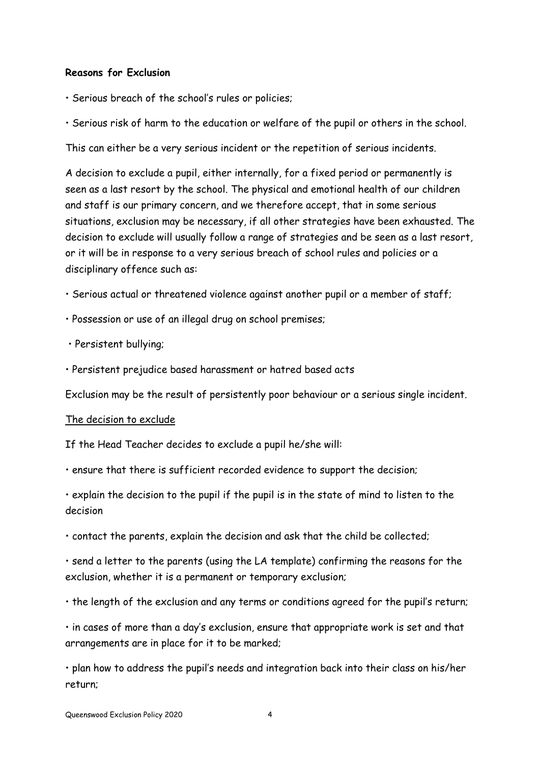**Reasons for Exclusion**

- Serious breach of the school's rules or policies;
- Serious risk of harm to the education or welfare of the pupil or others in the school.

This can either be a very serious incident or the repetition of serious incidents.

A decision to exclude a pupil, either internally, for a fixed period or permanently is seen as a last resort by the school. The physical and emotional health of our children and staff is our primary concern, and we therefore accept, that in some serious situations, exclusion may be necessary, if all other strategies have been exhausted. The decision to exclude will usually follow a range of strategies and be seen as a last resort, or it will be in response to a very serious breach of school rules and policies or a disciplinary offence such as:

- Serious actual or threatened violence against another pupil or a member of staff;
- Possession or use of an illegal drug on school premises;
- Persistent bullying;
- Persistent prejudice based harassment or hatred based acts

Exclusion may be the result of persistently poor behaviour or a serious single incident.

<u>The decision to exclude</u>

If the Head Teacher decides to exclude a pupil he/she will:

- ensure that there is sufficient recorded evidence to support the decision;
- explain the decision to the pupil if the pupil is in the state of mind to listen to the decision
- contact the parents, explain the decision and ask that the child be collected;
- send a letter to the parents (using the LA template) confirming the reasons for the exclusion, whether it is a permanent or temporary exclusion;
- the length of the exclusion and any terms or conditions agreed for the pupil's return;
- in cases of more than a day's exclusion, ensure that appropriate work is set and that arrangements are in place for it to be marked;
- plan how to address the pupil's needs and integration back into their class on his/her return;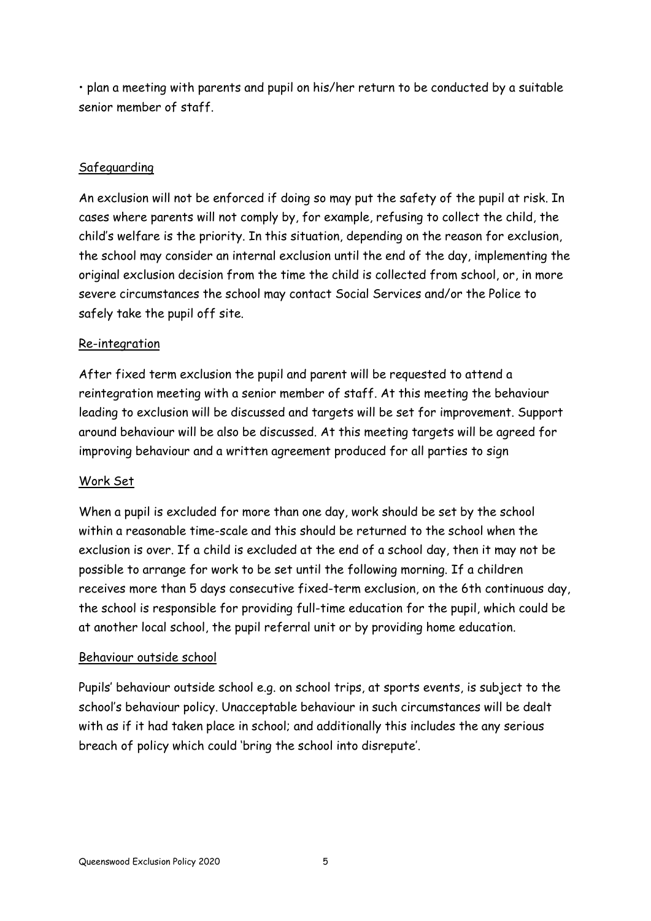• plan a meeting with parents and pupil on his/her return to be conducted by a suitable senior member of staff.

## Safeguarding

An exclusion will not be enforced if doing so may put the safety of the pupil at risk. In cases where parents will not comply by, for example, refusing to collect the child, the child's welfare is the priority. In this situation, depending on the reason for exclusion, the school may consider an internal exclusion until the end of the day, implementing the original exclusion decision from the time the child is collected from school, or, in more severe circumstances the school may contact Social Services and/or the Police to safely take the pupil off site.

## Re-integration

After fixed term exclusion the pupil and parent will be requested to attend a reintegration meeting with a senior member of staff. At this meeting the behaviour leading to exclusion will be discussed and targets will be set for improvement. Support around behaviour will be also be discussed. At this meeting targets will be agreed for improving behaviour and a written agreement produced for all parties to sign

## Work Set

When a pupil is excluded for more than one day, work should be set by the school within a reasonable time-scale and this should be returned to the school when the exclusion is over. If a child is excluded at the end of a school day, then it may not be possible to arrange for work to be set until the following morning. If a children receives more than 5 days consecutive fixed-term exclusion, on the 6th continuous day, the school is responsible for providing full-time education for the pupil, which could be at another local school, the pupil referral unit or by providing home education.

## Behaviour outside school

Pupils' behaviour outside school e.g. on school trips, at sports events, is subject to the school's behaviour policy. Unacceptable behaviour in such circumstances will be dealt with as if it had taken place in school; and additionally this includes the any serious breach of policy which could 'bring the school into disrepute'.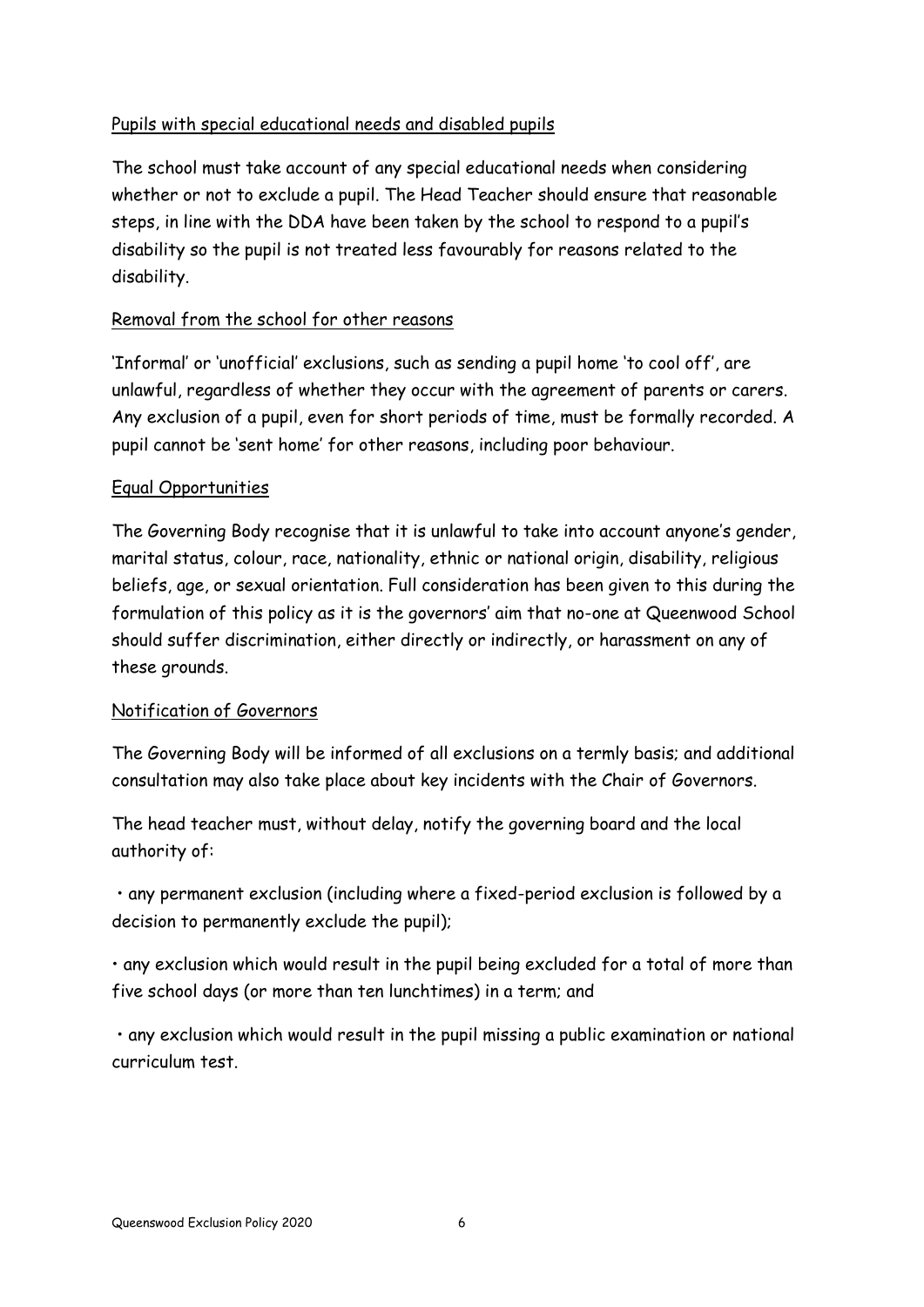## Pupils with special educational needs and disabled pupils

The school must take account of any special educational needs when considering whether or not to exclude a pupil. The Head Teacher should ensure that reasonable steps, in line with the DDA have been taken by the school to respond to a pupil's disability so the pupil is not treated less favourably for reasons related to the disability.

## Removal from the school for other reasons

'Informal' or 'unofficial' exclusions, such as sending a pupil home 'to cool off', are unlawful, regardless of whether they occur with the agreement of parents or carers. Any exclusion of a pupil, even for short periods of time, must be formally recorded. A pupil cannot be 'sent home' for other reasons, including poor behaviour.

## Equal Opportunities

The Governing Body recognise that it is unlawful to take into account anyone's gender, marital status, colour, race, nationality, ethnic or national origin, disability, religious beliefs, age, or sexual orientation. Full consideration has been given to this during the formulation of this policy as it is the governors' aim that no-one at Queenwood School should suffer discrimination, either directly or indirectly, or harassment on any of these grounds.

## Notification of Governors

The Governing Body will be informed of all exclusions on a termly basis; and additional consultation may also take place about key incidents with the Chair of Governors.

The head teacher must, without delay, notify the governing board and the local authority of:

- any permanent exclusion (including where a fixed-period exclusion is followed by a decision to permanently exclude the pupil);
- any exclusion which would result in the pupil being excluded for a total of more than five school days (or more than ten lunchtimes) in a term; and
- any exclusion which would result in the pupil missing a public examination or national curriculum test.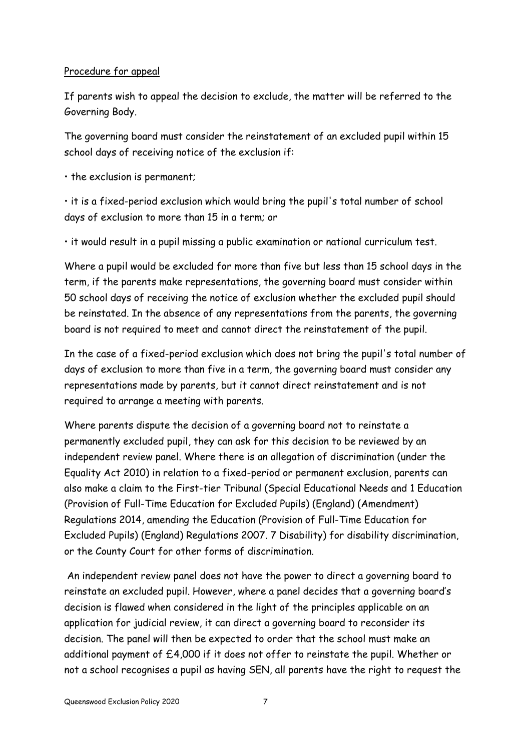Procedure for appeal

If parents wish to appeal the decision to exclude, the matter will be referred to the Governing Body.

The governing board must consider the reinstatement of an excluded pupil within 15 school days of receiving notice of the exclusion if:

- the exclusion is permanent;
- it is a fixed-period exclusion which would bring the pupil's total number of school days of exclusion to more than 15 in a term; or
- it would result in a pupil missing a public examination or national curriculum test.

Where a pupil would be excluded for more than five but less than 15 school days in the term, if the parents make representations, the governing board must consider within 50 school days of receiving the notice of exclusion whether the excluded pupil should be reinstated. In the absence of any representations from the parents, the governing board is not required to meet and cannot direct the reinstatement of the pupil.

In the case of a fixed-period exclusion which does not bring the pupil's total number of days of exclusion to more than five in a term, the governing board must consider any representations made by parents, but it cannot direct reinstatement and is not required to arrange a meeting with parents.

Where parents dispute the decision of a governing board not to reinstate a permanently excluded pupil, they can ask for this decision to be reviewed by an independent review panel. Where there is an allegation of discrimination (under the Equality Act 2010) in relation to a fixed-period or permanent exclusion, parents can also make a claim to the First-tier Tribunal (Special Educational Needs and 1 Education (Provision of Full-Time Education for Excluded Pupils) (England) (Amendment) Regulations 2014, amending the Education (Provision of Full-Time Education for Excluded Pupils) (England) Regulations 2007. 7 Disability) for disability discrimination, or the County Court for other forms of discrimination.

An independent review panel does not have the power to direct a governing board to reinstate an excluded pupil. However, where a panel decides that a governing board's decision is flawed when considered in the light of the principles applicable on an application for judicial review, it can direct a governing board to reconsider its decision. The panel will then be expected to order that the school must make an additional payment of £4,000 if it does not offer to reinstate the pupil. Whether or not a school recognises a pupil as having SEN, all parents have the right to request the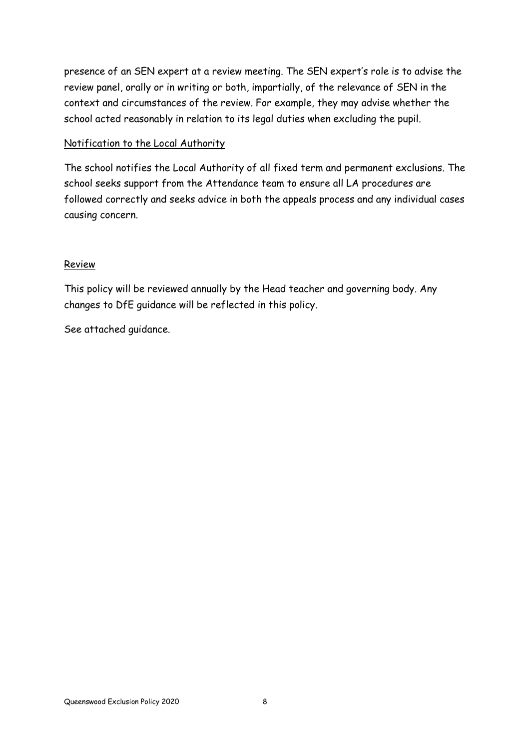presence of an SEN expert at a review meeting. The SEN expert's role is to advise the review panel, orally or in writing or both, impartially, of the relevance of SEN in the context and circumstances of the review. For example, they may advise whether the school acted reasonably in relation to its legal duties when excluding the pupil.

## Notification to the Local Authority

The school notifies the Local Authority of all fixed term and permanent exclusions. The school seeks support from the Attendance team to ensure all LA procedures are followed correctly and seeks advice in both the appeals process and any individual cases causing concern.

## Review

This policy will be reviewed annually by the Head teacher and governing body. Any changes to DfE guidance will be reflected in this policy.

See attached guidance.